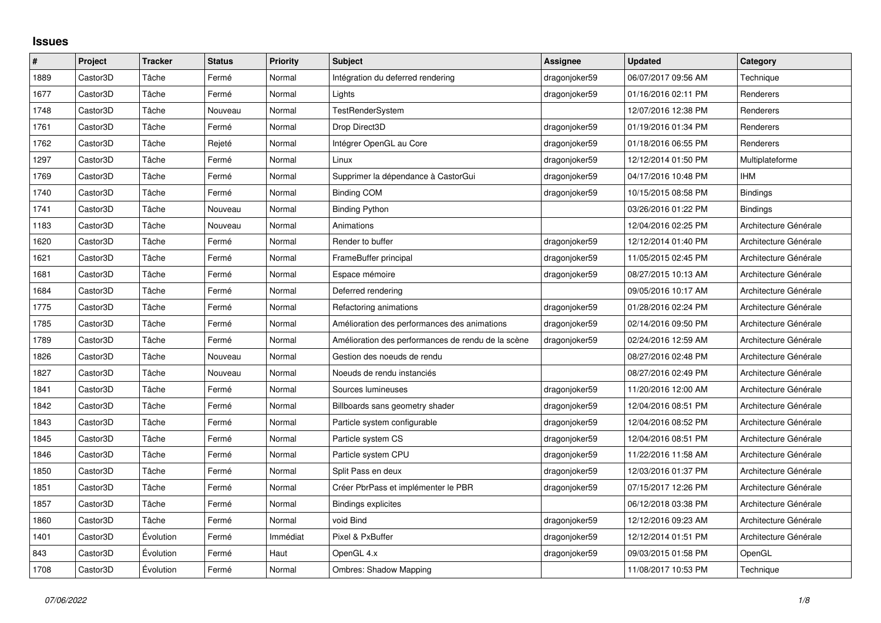# Issues

| # | Project | Tracker | Status | Priority | Subject | Assignee | Updated | Category |
|---|---|---|---|---|---|---|---|---|
| 1889 | Castor3D | Tâche | Fermé | Normal | Intégration du deferred rendering | dragonjoker59 | 06/07/2017 09:56 AM | Technique |
| 1677 | Castor3D | Tâche | Fermé | Normal | Lights | dragonjoker59 | 01/16/2016 02:11 PM | Renderers |
| 1748 | Castor3D | Tâche | Nouveau | Normal | TestRenderSystem | | 12/07/2016 12:38 PM | Renderers |
| 1761 | Castor3D | Tâche | Fermé | Normal | Drop Direct3D | dragonjoker59 | 01/19/2016 01:34 PM | Renderers |
| 1762 | Castor3D | Tâche | Rejeté | Normal | Intégrer OpenGL au Core | dragonjoker59 | 01/18/2016 06:55 PM | Renderers |
| 1297 | Castor3D | Tâche | Fermé | Normal | Linux | dragonjoker59 | 12/12/2014 01:50 PM | Multiplateforme |
| 1769 | Castor3D | Tâche | Fermé | Normal | Supprimer la dépendance à CastorGui | dragonjoker59 | 04/17/2016 10:48 PM | IHM |
| 1740 | Castor3D | Tâche | Fermé | Normal | Binding COM | dragonjoker59 | 10/15/2015 08:58 PM | Bindings |
| 1741 | Castor3D | Tâche | Nouveau | Normal | Binding Python | | 03/26/2016 01:22 PM | Bindings |
| 1183 | Castor3D | Tâche | Nouveau | Normal | Animations | | 12/04/2016 02:25 PM | Architecture Générale |
| 1620 | Castor3D | Tâche | Fermé | Normal | Render to buffer | dragonjoker59 | 12/12/2014 01:40 PM | Architecture Générale |
| 1621 | Castor3D | Tâche | Fermé | Normal | FrameBuffer principal | dragonjoker59 | 11/05/2015 02:45 PM | Architecture Générale |
| 1681 | Castor3D | Tâche | Fermé | Normal | Espace mémoire | dragonjoker59 | 08/27/2015 10:13 AM | Architecture Générale |
| 1684 | Castor3D | Tâche | Fermé | Normal | Deferred rendering | | 09/05/2016 10:17 AM | Architecture Générale |
| 1775 | Castor3D | Tâche | Fermé | Normal | Refactoring animations | dragonjoker59 | 01/28/2016 02:24 PM | Architecture Générale |
| 1785 | Castor3D | Tâche | Fermé | Normal | Amélioration des performances des animations | dragonjoker59 | 02/14/2016 09:50 PM | Architecture Générale |
| 1789 | Castor3D | Tâche | Fermé | Normal | Amélioration des performances de rendu de la scène | dragonjoker59 | 02/24/2016 12:59 AM | Architecture Générale |
| 1826 | Castor3D | Tâche | Nouveau | Normal | Gestion des noeuds de rendu | | 08/27/2016 02:48 PM | Architecture Générale |
| 1827 | Castor3D | Tâche | Nouveau | Normal | Noeuds de rendu instanciés | | 08/27/2016 02:49 PM | Architecture Générale |
| 1841 | Castor3D | Tâche | Fermé | Normal | Sources lumineuses | dragonjoker59 | 11/20/2016 12:00 AM | Architecture Générale |
| 1842 | Castor3D | Tâche | Fermé | Normal | Billboards sans geometry shader | dragonjoker59 | 12/04/2016 08:51 PM | Architecture Générale |
| 1843 | Castor3D | Tâche | Fermé | Normal | Particle system configurable | dragonjoker59 | 12/04/2016 08:52 PM | Architecture Générale |
| 1845 | Castor3D | Tâche | Fermé | Normal | Particle system CS | dragonjoker59 | 12/04/2016 08:51 PM | Architecture Générale |
| 1846 | Castor3D | Tâche | Fermé | Normal | Particle system CPU | dragonjoker59 | 11/22/2016 11:58 AM | Architecture Générale |
| 1850 | Castor3D | Tâche | Fermé | Normal | Split Pass en deux | dragonjoker59 | 12/03/2016 01:37 PM | Architecture Générale |
| 1851 | Castor3D | Tâche | Fermé | Normal | Créer PbrPass et implémenter le PBR | dragonjoker59 | 07/15/2017 12:26 PM | Architecture Générale |
| 1857 | Castor3D | Tâche | Fermé | Normal | Bindings explicites | | 06/12/2018 03:38 PM | Architecture Générale |
| 1860 | Castor3D | Tâche | Fermé | Normal | void Bind | dragonjoker59 | 12/12/2016 09:23 AM | Architecture Générale |
| 1401 | Castor3D | Évolution | Fermé | Immédiat | Pixel & PxBuffer | dragonjoker59 | 12/12/2014 01:51 PM | Architecture Générale |
| 843 | Castor3D | Évolution | Fermé | Haut | OpenGL 4.x | dragonjoker59 | 09/03/2015 01:58 PM | OpenGL |
| 1708 | Castor3D | Évolution | Fermé | Normal | Ombres: Shadow Mapping | | 11/08/2017 10:53 PM | Technique |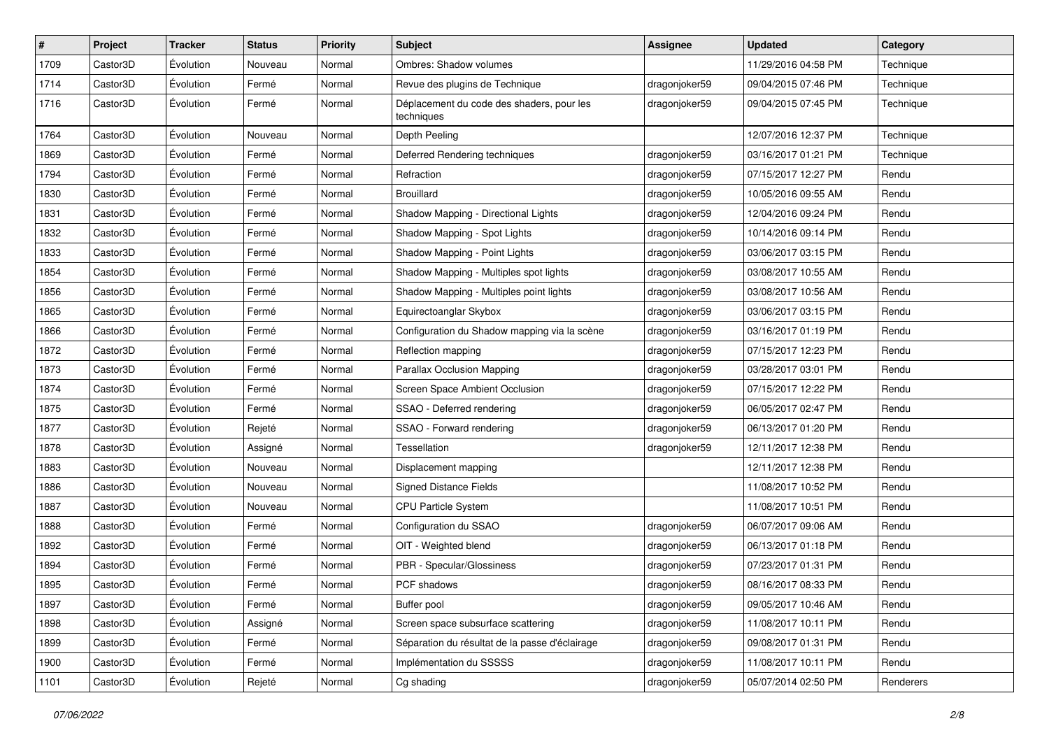| # | Project | Tracker | Status | Priority | Subject | Assignee | Updated | Category |
|---|---|---|---|---|---|---|---|---|
| 1709 | Castor3D | Évolution | Nouveau | Normal | Ombres: Shadow volumes | | 11/29/2016 04:58 PM | Technique |
| 1714 | Castor3D | Évolution | Fermé | Normal | Revue des plugins de Technique | dragonjoker59 | 09/04/2015 07:46 PM | Technique |
| 1716 | Castor3D | Évolution | Fermé | Normal | Déplacement du code des shaders, pour les techniques | dragonjoker59 | 09/04/2015 07:45 PM | Technique |
| 1764 | Castor3D | Évolution | Nouveau | Normal | Depth Peeling | | 12/07/2016 12:37 PM | Technique |
| 1869 | Castor3D | Évolution | Fermé | Normal | Deferred Rendering techniques | dragonjoker59 | 03/16/2017 01:21 PM | Technique |
| 1794 | Castor3D | Évolution | Fermé | Normal | Refraction | dragonjoker59 | 07/15/2017 12:27 PM | Rendu |
| 1830 | Castor3D | Évolution | Fermé | Normal | Brouillard | dragonjoker59 | 10/05/2016 09:55 AM | Rendu |
| 1831 | Castor3D | Évolution | Fermé | Normal | Shadow Mapping - Directional Lights | dragonjoker59 | 12/04/2016 09:24 PM | Rendu |
| 1832 | Castor3D | Évolution | Fermé | Normal | Shadow Mapping - Spot Lights | dragonjoker59 | 10/14/2016 09:14 PM | Rendu |
| 1833 | Castor3D | Évolution | Fermé | Normal | Shadow Mapping - Point Lights | dragonjoker59 | 03/06/2017 03:15 PM | Rendu |
| 1854 | Castor3D | Évolution | Fermé | Normal | Shadow Mapping - Multiples spot lights | dragonjoker59 | 03/08/2017 10:55 AM | Rendu |
| 1856 | Castor3D | Évolution | Fermé | Normal | Shadow Mapping - Multiples point lights | dragonjoker59 | 03/08/2017 10:56 AM | Rendu |
| 1865 | Castor3D | Évolution | Fermé | Normal | Equirectoanglar Skybox | dragonjoker59 | 03/06/2017 03:15 PM | Rendu |
| 1866 | Castor3D | Évolution | Fermé | Normal | Configuration du Shadow mapping via la scène | dragonjoker59 | 03/16/2017 01:19 PM | Rendu |
| 1872 | Castor3D | Évolution | Fermé | Normal | Reflection mapping | dragonjoker59 | 07/15/2017 12:23 PM | Rendu |
| 1873 | Castor3D | Évolution | Fermé | Normal | Parallax Occlusion Mapping | dragonjoker59 | 03/28/2017 03:01 PM | Rendu |
| 1874 | Castor3D | Évolution | Fermé | Normal | Screen Space Ambient Occlusion | dragonjoker59 | 07/15/2017 12:22 PM | Rendu |
| 1875 | Castor3D | Évolution | Fermé | Normal | SSAO - Deferred rendering | dragonjoker59 | 06/05/2017 02:47 PM | Rendu |
| 1877 | Castor3D | Évolution | Rejeté | Normal | SSAO - Forward rendering | dragonjoker59 | 06/13/2017 01:20 PM | Rendu |
| 1878 | Castor3D | Évolution | Assigné | Normal | Tessellation | dragonjoker59 | 12/11/2017 12:38 PM | Rendu |
| 1883 | Castor3D | Évolution | Nouveau | Normal | Displacement mapping | | 12/11/2017 12:38 PM | Rendu |
| 1886 | Castor3D | Évolution | Nouveau | Normal | Signed Distance Fields | | 11/08/2017 10:52 PM | Rendu |
| 1887 | Castor3D | Évolution | Nouveau | Normal | CPU Particle System | | 11/08/2017 10:51 PM | Rendu |
| 1888 | Castor3D | Évolution | Fermé | Normal | Configuration du SSAO | dragonjoker59 | 06/07/2017 09:06 AM | Rendu |
| 1892 | Castor3D | Évolution | Fermé | Normal | OIT - Weighted blend | dragonjoker59 | 06/13/2017 01:18 PM | Rendu |
| 1894 | Castor3D | Évolution | Fermé | Normal | PBR - Specular/Glossiness | dragonjoker59 | 07/23/2017 01:31 PM | Rendu |
| 1895 | Castor3D | Évolution | Fermé | Normal | PCF shadows | dragonjoker59 | 08/16/2017 08:33 PM | Rendu |
| 1897 | Castor3D | Évolution | Fermé | Normal | Buffer pool | dragonjoker59 | 09/05/2017 10:46 AM | Rendu |
| 1898 | Castor3D | Évolution | Assigné | Normal | Screen space subsurface scattering | dragonjoker59 | 11/08/2017 10:11 PM | Rendu |
| 1899 | Castor3D | Évolution | Fermé | Normal | Séparation du résultat de la passe d'éclairage | dragonjoker59 | 09/08/2017 01:31 PM | Rendu |
| 1900 | Castor3D | Évolution | Fermé | Normal | Implémentation du SSSSS | dragonjoker59 | 11/08/2017 10:11 PM | Rendu |
| 1101 | Castor3D | Évolution | Rejeté | Normal | Cg shading | dragonjoker59 | 05/07/2014 02:50 PM | Renderers |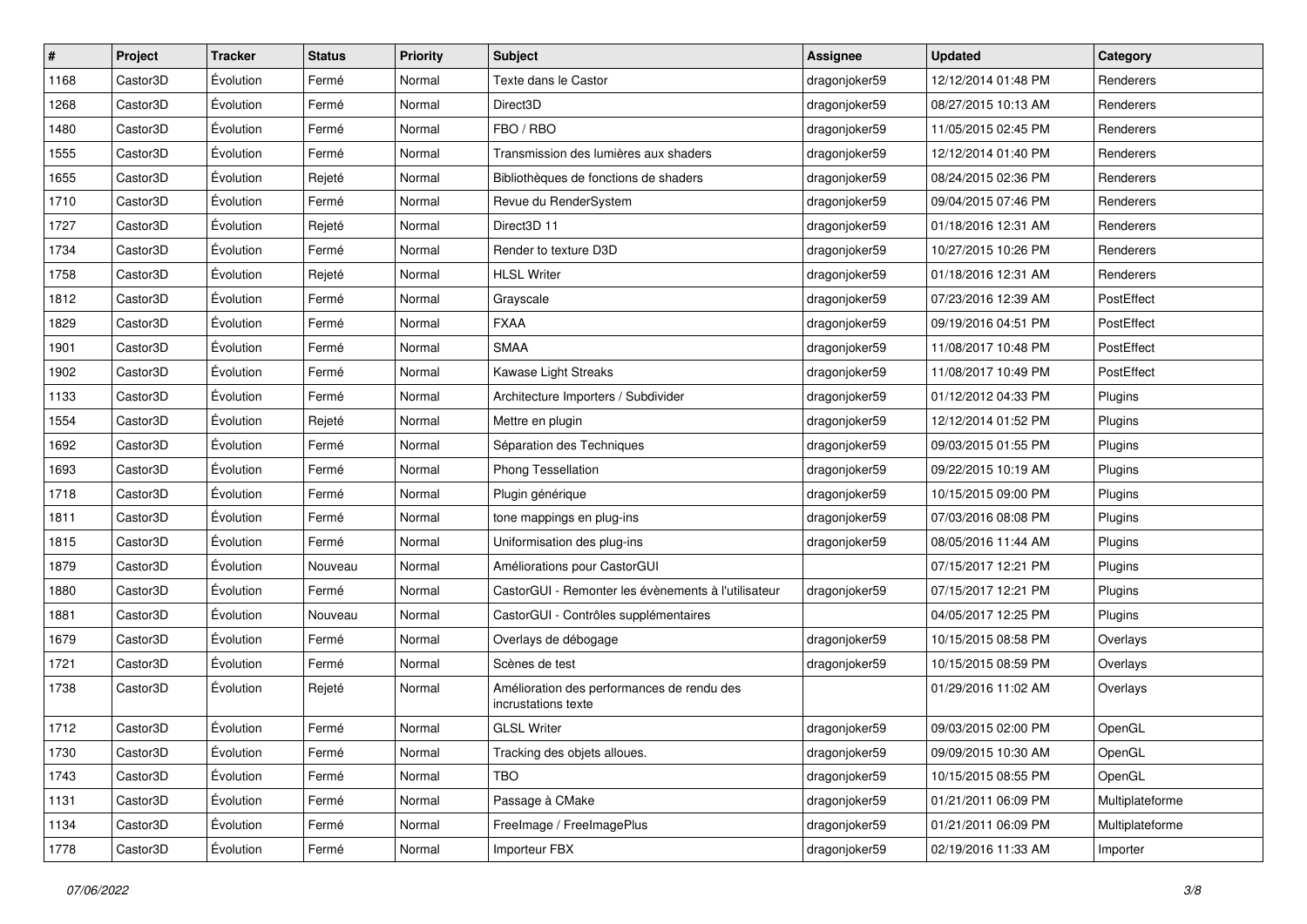| # | Project | Tracker | Status | Priority | Subject | Assignee | Updated | Category |
|---|---|---|---|---|---|---|---|---|
| 1168 | Castor3D | Évolution | Fermé | Normal | Texte dans le Castor | dragonjoker59 | 12/12/2014 01:48 PM | Renderers |
| 1268 | Castor3D | Évolution | Fermé | Normal | Direct3D | dragonjoker59 | 08/27/2015 10:13 AM | Renderers |
| 1480 | Castor3D | Évolution | Fermé | Normal | FBO / RBO | dragonjoker59 | 11/05/2015 02:45 PM | Renderers |
| 1555 | Castor3D | Évolution | Fermé | Normal | Transmission des lumières aux shaders | dragonjoker59 | 12/12/2014 01:40 PM | Renderers |
| 1655 | Castor3D | Évolution | Rejeté | Normal | Bibliothèques de fonctions de shaders | dragonjoker59 | 08/24/2015 02:36 PM | Renderers |
| 1710 | Castor3D | Évolution | Fermé | Normal | Revue du RenderSystem | dragonjoker59 | 09/04/2015 07:46 PM | Renderers |
| 1727 | Castor3D | Évolution | Rejeté | Normal | Direct3D 11 | dragonjoker59 | 01/18/2016 12:31 AM | Renderers |
| 1734 | Castor3D | Évolution | Fermé | Normal | Render to texture D3D | dragonjoker59 | 10/27/2015 10:26 PM | Renderers |
| 1758 | Castor3D | Évolution | Rejeté | Normal | HLSL Writer | dragonjoker59 | 01/18/2016 12:31 AM | Renderers |
| 1812 | Castor3D | Évolution | Fermé | Normal | Grayscale | dragonjoker59 | 07/23/2016 12:39 AM | PostEffect |
| 1829 | Castor3D | Évolution | Fermé | Normal | FXAA | dragonjoker59 | 09/19/2016 04:51 PM | PostEffect |
| 1901 | Castor3D | Évolution | Fermé | Normal | SMAA | dragonjoker59 | 11/08/2017 10:48 PM | PostEffect |
| 1902 | Castor3D | Évolution | Fermé | Normal | Kawase Light Streaks | dragonjoker59 | 11/08/2017 10:49 PM | PostEffect |
| 1133 | Castor3D | Évolution | Fermé | Normal | Architecture Importers / Subdivider | dragonjoker59 | 01/12/2012 04:33 PM | Plugins |
| 1554 | Castor3D | Évolution | Rejeté | Normal | Mettre en plugin | dragonjoker59 | 12/12/2014 01:52 PM | Plugins |
| 1692 | Castor3D | Évolution | Fermé | Normal | Séparation des Techniques | dragonjoker59 | 09/03/2015 01:55 PM | Plugins |
| 1693 | Castor3D | Évolution | Fermé | Normal | Phong Tessellation | dragonjoker59 | 09/22/2015 10:19 AM | Plugins |
| 1718 | Castor3D | Évolution | Fermé | Normal | Plugin générique | dragonjoker59 | 10/15/2015 09:00 PM | Plugins |
| 1811 | Castor3D | Évolution | Fermé | Normal | tone mappings en plug-ins | dragonjoker59 | 07/03/2016 08:08 PM | Plugins |
| 1815 | Castor3D | Évolution | Fermé | Normal | Uniformisation des plug-ins | dragonjoker59 | 08/05/2016 11:44 AM | Plugins |
| 1879 | Castor3D | Évolution | Nouveau | Normal | Améliorations pour CastorGUI | | 07/15/2017 12:21 PM | Plugins |
| 1880 | Castor3D | Évolution | Fermé | Normal | CastorGUI - Remonter les évènements à l'utilisateur | dragonjoker59 | 07/15/2017 12:21 PM | Plugins |
| 1881 | Castor3D | Évolution | Nouveau | Normal | CastorGUI - Contrôles supplémentaires | | 04/05/2017 12:25 PM | Plugins |
| 1679 | Castor3D | Évolution | Fermé | Normal | Overlays de débogage | dragonjoker59 | 10/15/2015 08:58 PM | Overlays |
| 1721 | Castor3D | Évolution | Fermé | Normal | Scènes de test | dragonjoker59 | 10/15/2015 08:59 PM | Overlays |
| 1738 | Castor3D | Évolution | Rejeté | Normal | Amélioration des performances de rendu des incrustations texte | | 01/29/2016 11:02 AM | Overlays |
| 1712 | Castor3D | Évolution | Fermé | Normal | GLSL Writer | dragonjoker59 | 09/03/2015 02:00 PM | OpenGL |
| 1730 | Castor3D | Évolution | Fermé | Normal | Tracking des objets alloues. | dragonjoker59 | 09/09/2015 10:30 AM | OpenGL |
| 1743 | Castor3D | Évolution | Fermé | Normal | TBO | dragonjoker59 | 10/15/2015 08:55 PM | OpenGL |
| 1131 | Castor3D | Évolution | Fermé | Normal | Passage à CMake | dragonjoker59 | 01/21/2011 06:09 PM | Multiplateforme |
| 1134 | Castor3D | Évolution | Fermé | Normal | FreeImage / FreeImagePlus | dragonjoker59 | 01/21/2011 06:09 PM | Multiplateforme |
| 1778 | Castor3D | Évolution | Fermé | Normal | Importeur FBX | dragonjoker59 | 02/19/2016 11:33 AM | Importer |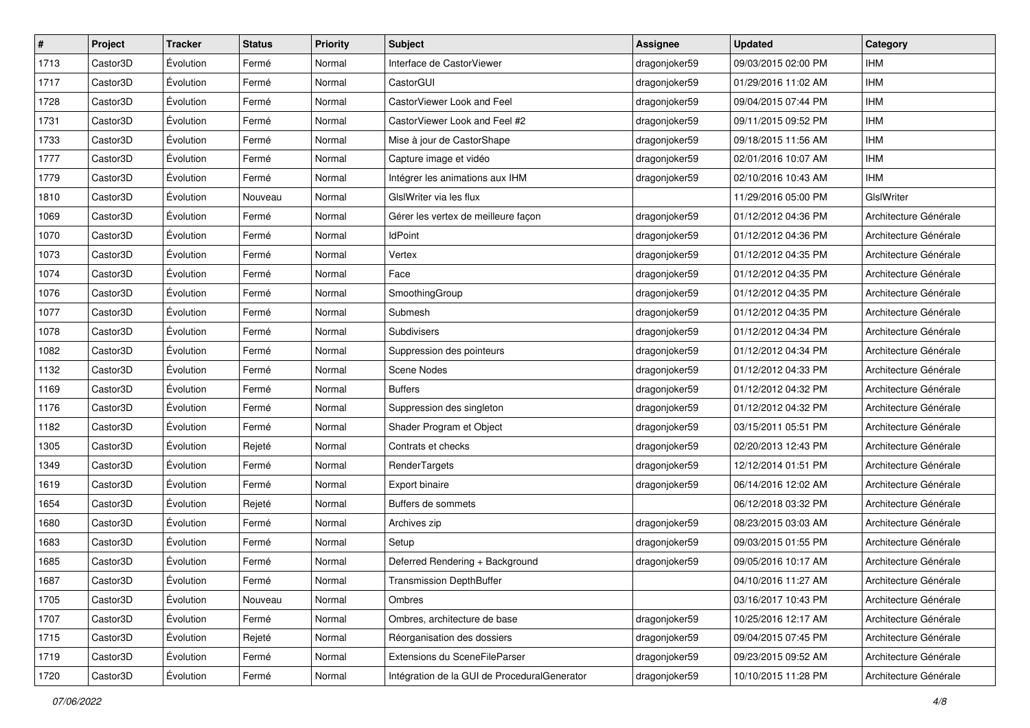| # | Project | Tracker | Status | Priority | Subject | Assignee | Updated | Category |
|---|---|---|---|---|---|---|---|---|
| 1713 | Castor3D | Évolution | Fermé | Normal | Interface de CastorViewer | dragonjoker59 | 09/03/2015 02:00 PM | IHM |
| 1717 | Castor3D | Évolution | Fermé | Normal | CastorGUI | dragonjoker59 | 01/29/2016 11:02 AM | IHM |
| 1728 | Castor3D | Évolution | Fermé | Normal | CastorViewer Look and Feel | dragonjoker59 | 09/04/2015 07:44 PM | IHM |
| 1731 | Castor3D | Évolution | Fermé | Normal | CastorViewer Look and Feel #2 | dragonjoker59 | 09/11/2015 09:52 PM | IHM |
| 1733 | Castor3D | Évolution | Fermé | Normal | Mise à jour de CastorShape | dragonjoker59 | 09/18/2015 11:56 AM | IHM |
| 1777 | Castor3D | Évolution | Fermé | Normal | Capture image et vidéo | dragonjoker59 | 02/01/2016 10:07 AM | IHM |
| 1779 | Castor3D | Évolution | Fermé | Normal | Intégrer les animations aux IHM | dragonjoker59 | 02/10/2016 10:43 AM | IHM |
| 1810 | Castor3D | Évolution | Nouveau | Normal | GlslWriter via les flux | | 11/29/2016 05:00 PM | GlslWriter |
| 1069 | Castor3D | Évolution | Fermé | Normal | Gérer les vertex de meilleure façon | dragonjoker59 | 01/12/2012 04:36 PM | Architecture Générale |
| 1070 | Castor3D | Évolution | Fermé | Normal | IdPoint | dragonjoker59 | 01/12/2012 04:36 PM | Architecture Générale |
| 1073 | Castor3D | Évolution | Fermé | Normal | Vertex | dragonjoker59 | 01/12/2012 04:35 PM | Architecture Générale |
| 1074 | Castor3D | Évolution | Fermé | Normal | Face | dragonjoker59 | 01/12/2012 04:35 PM | Architecture Générale |
| 1076 | Castor3D | Évolution | Fermé | Normal | SmoothingGroup | dragonjoker59 | 01/12/2012 04:35 PM | Architecture Générale |
| 1077 | Castor3D | Évolution | Fermé | Normal | Submesh | dragonjoker59 | 01/12/2012 04:35 PM | Architecture Générale |
| 1078 | Castor3D | Évolution | Fermé | Normal | Subdivisers | dragonjoker59 | 01/12/2012 04:34 PM | Architecture Générale |
| 1082 | Castor3D | Évolution | Fermé | Normal | Suppression des pointeurs | dragonjoker59 | 01/12/2012 04:34 PM | Architecture Générale |
| 1132 | Castor3D | Évolution | Fermé | Normal | Scene Nodes | dragonjoker59 | 01/12/2012 04:33 PM | Architecture Générale |
| 1169 | Castor3D | Évolution | Fermé | Normal | Buffers | dragonjoker59 | 01/12/2012 04:32 PM | Architecture Générale |
| 1176 | Castor3D | Évolution | Fermé | Normal | Suppression des singleton | dragonjoker59 | 01/12/2012 04:32 PM | Architecture Générale |
| 1182 | Castor3D | Évolution | Fermé | Normal | Shader Program et Object | dragonjoker59 | 03/15/2011 05:51 PM | Architecture Générale |
| 1305 | Castor3D | Évolution | Rejeté | Normal | Contrats et checks | dragonjoker59 | 02/20/2013 12:43 PM | Architecture Générale |
| 1349 | Castor3D | Évolution | Fermé | Normal | RenderTargets | dragonjoker59 | 12/12/2014 01:51 PM | Architecture Générale |
| 1619 | Castor3D | Évolution | Fermé | Normal | Export binaire | dragonjoker59 | 06/14/2016 12:02 AM | Architecture Générale |
| 1654 | Castor3D | Évolution | Rejeté | Normal | Buffers de sommets | | 06/12/2018 03:32 PM | Architecture Générale |
| 1680 | Castor3D | Évolution | Fermé | Normal | Archives zip | dragonjoker59 | 08/23/2015 03:03 AM | Architecture Générale |
| 1683 | Castor3D | Évolution | Fermé | Normal | Setup | dragonjoker59 | 09/03/2015 01:55 PM | Architecture Générale |
| 1685 | Castor3D | Évolution | Fermé | Normal | Deferred Rendering + Background | dragonjoker59 | 09/05/2016 10:17 AM | Architecture Générale |
| 1687 | Castor3D | Évolution | Fermé | Normal | Transmission DepthBuffer | | 04/10/2016 11:27 AM | Architecture Générale |
| 1705 | Castor3D | Évolution | Nouveau | Normal | Ombres | | 03/16/2017 10:43 PM | Architecture Générale |
| 1707 | Castor3D | Évolution | Fermé | Normal | Ombres, architecture de base | dragonjoker59 | 10/25/2016 12:17 AM | Architecture Générale |
| 1715 | Castor3D | Évolution | Rejeté | Normal | Réorganisation des dossiers | dragonjoker59 | 09/04/2015 07:45 PM | Architecture Générale |
| 1719 | Castor3D | Évolution | Fermé | Normal | Extensions du SceneFileParser | dragonjoker59 | 09/23/2015 09:52 AM | Architecture Générale |
| 1720 | Castor3D | Évolution | Fermé | Normal | Intégration de la GUI de ProceduralGenerator | dragonjoker59 | 10/10/2015 11:28 PM | Architecture Générale |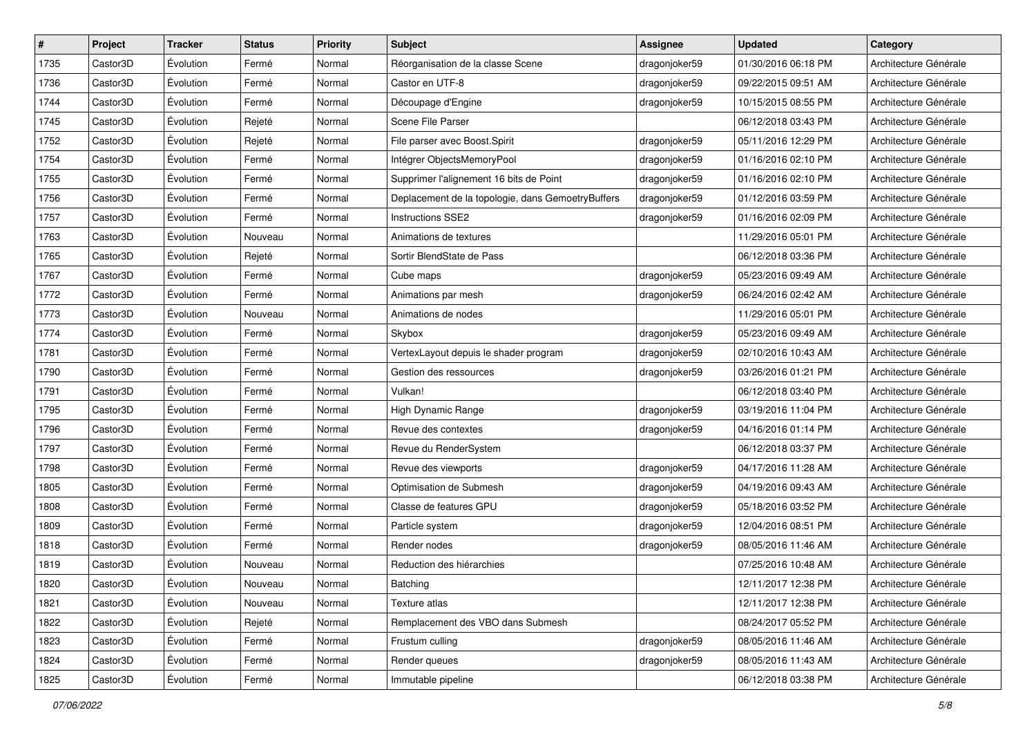| # | Project | Tracker | Status | Priority | Subject | Assignee | Updated | Category |
|---|---|---|---|---|---|---|---|---|
| 1735 | Castor3D | Évolution | Fermé | Normal | Réorganisation de la classe Scene | dragonjoker59 | 01/30/2016 06:18 PM | Architecture Générale |
| 1736 | Castor3D | Évolution | Fermé | Normal | Castor en UTF-8 | dragonjoker59 | 09/22/2015 09:51 AM | Architecture Générale |
| 1744 | Castor3D | Évolution | Fermé | Normal | Découpage d'Engine | dragonjoker59 | 10/15/2015 08:55 PM | Architecture Générale |
| 1745 | Castor3D | Évolution | Rejeté | Normal | Scene File Parser | | 06/12/2018 03:43 PM | Architecture Générale |
| 1752 | Castor3D | Évolution | Rejeté | Normal | File parser avec Boost.Spirit | dragonjoker59 | 05/11/2016 12:29 PM | Architecture Générale |
| 1754 | Castor3D | Évolution | Fermé | Normal | Intégrer ObjectsMemoryPool | dragonjoker59 | 01/16/2016 02:10 PM | Architecture Générale |
| 1755 | Castor3D | Évolution | Fermé | Normal | Supprimer l'alignement 16 bits de Point | dragonjoker59 | 01/16/2016 02:10 PM | Architecture Générale |
| 1756 | Castor3D | Évolution | Fermé | Normal | Deplacement de la topologie, dans GemoetryBuffers | dragonjoker59 | 01/12/2016 03:59 PM | Architecture Générale |
| 1757 | Castor3D | Évolution | Fermé | Normal | Instructions SSE2 | dragonjoker59 | 01/16/2016 02:09 PM | Architecture Générale |
| 1763 | Castor3D | Évolution | Nouveau | Normal | Animations de textures | | 11/29/2016 05:01 PM | Architecture Générale |
| 1765 | Castor3D | Évolution | Rejeté | Normal | Sortir BlendState de Pass | | 06/12/2018 03:36 PM | Architecture Générale |
| 1767 | Castor3D | Évolution | Fermé | Normal | Cube maps | dragonjoker59 | 05/23/2016 09:49 AM | Architecture Générale |
| 1772 | Castor3D | Évolution | Fermé | Normal | Animations par mesh | dragonjoker59 | 06/24/2016 02:42 AM | Architecture Générale |
| 1773 | Castor3D | Évolution | Nouveau | Normal | Animations de nodes | | 11/29/2016 05:01 PM | Architecture Générale |
| 1774 | Castor3D | Évolution | Fermé | Normal | Skybox | dragonjoker59 | 05/23/2016 09:49 AM | Architecture Générale |
| 1781 | Castor3D | Évolution | Fermé | Normal | VertexLayout depuis le shader program | dragonjoker59 | 02/10/2016 10:43 AM | Architecture Générale |
| 1790 | Castor3D | Évolution | Fermé | Normal | Gestion des ressources | dragonjoker59 | 03/26/2016 01:21 PM | Architecture Générale |
| 1791 | Castor3D | Évolution | Fermé | Normal | Vulkan! | | 06/12/2018 03:40 PM | Architecture Générale |
| 1795 | Castor3D | Évolution | Fermé | Normal | High Dynamic Range | dragonjoker59 | 03/19/2016 11:04 PM | Architecture Générale |
| 1796 | Castor3D | Évolution | Fermé | Normal | Revue des contextes | dragonjoker59 | 04/16/2016 01:14 PM | Architecture Générale |
| 1797 | Castor3D | Évolution | Fermé | Normal | Revue du RenderSystem | | 06/12/2018 03:37 PM | Architecture Générale |
| 1798 | Castor3D | Évolution | Fermé | Normal | Revue des viewports | dragonjoker59 | 04/17/2016 11:28 AM | Architecture Générale |
| 1805 | Castor3D | Évolution | Fermé | Normal | Optimisation de Submesh | dragonjoker59 | 04/19/2016 09:43 AM | Architecture Générale |
| 1808 | Castor3D | Évolution | Fermé | Normal | Classe de features GPU | dragonjoker59 | 05/18/2016 03:52 PM | Architecture Générale |
| 1809 | Castor3D | Évolution | Fermé | Normal | Particle system | dragonjoker59 | 12/04/2016 08:51 PM | Architecture Générale |
| 1818 | Castor3D | Évolution | Fermé | Normal | Render nodes | dragonjoker59 | 08/05/2016 11:46 AM | Architecture Générale |
| 1819 | Castor3D | Évolution | Nouveau | Normal | Reduction des hiérarchies | | 07/25/2016 10:48 AM | Architecture Générale |
| 1820 | Castor3D | Évolution | Nouveau | Normal | Batching | | 12/11/2017 12:38 PM | Architecture Générale |
| 1821 | Castor3D | Évolution | Nouveau | Normal | Texture atlas | | 12/11/2017 12:38 PM | Architecture Générale |
| 1822 | Castor3D | Évolution | Rejeté | Normal | Remplacement des VBO dans Submesh | | 08/24/2017 05:52 PM | Architecture Générale |
| 1823 | Castor3D | Évolution | Fermé | Normal | Frustum culling | dragonjoker59 | 08/05/2016 11:46 AM | Architecture Générale |
| 1824 | Castor3D | Évolution | Fermé | Normal | Render queues | dragonjoker59 | 08/05/2016 11:43 AM | Architecture Générale |
| 1825 | Castor3D | Évolution | Fermé | Normal | Immutable pipeline | | 06/12/2018 03:38 PM | Architecture Générale |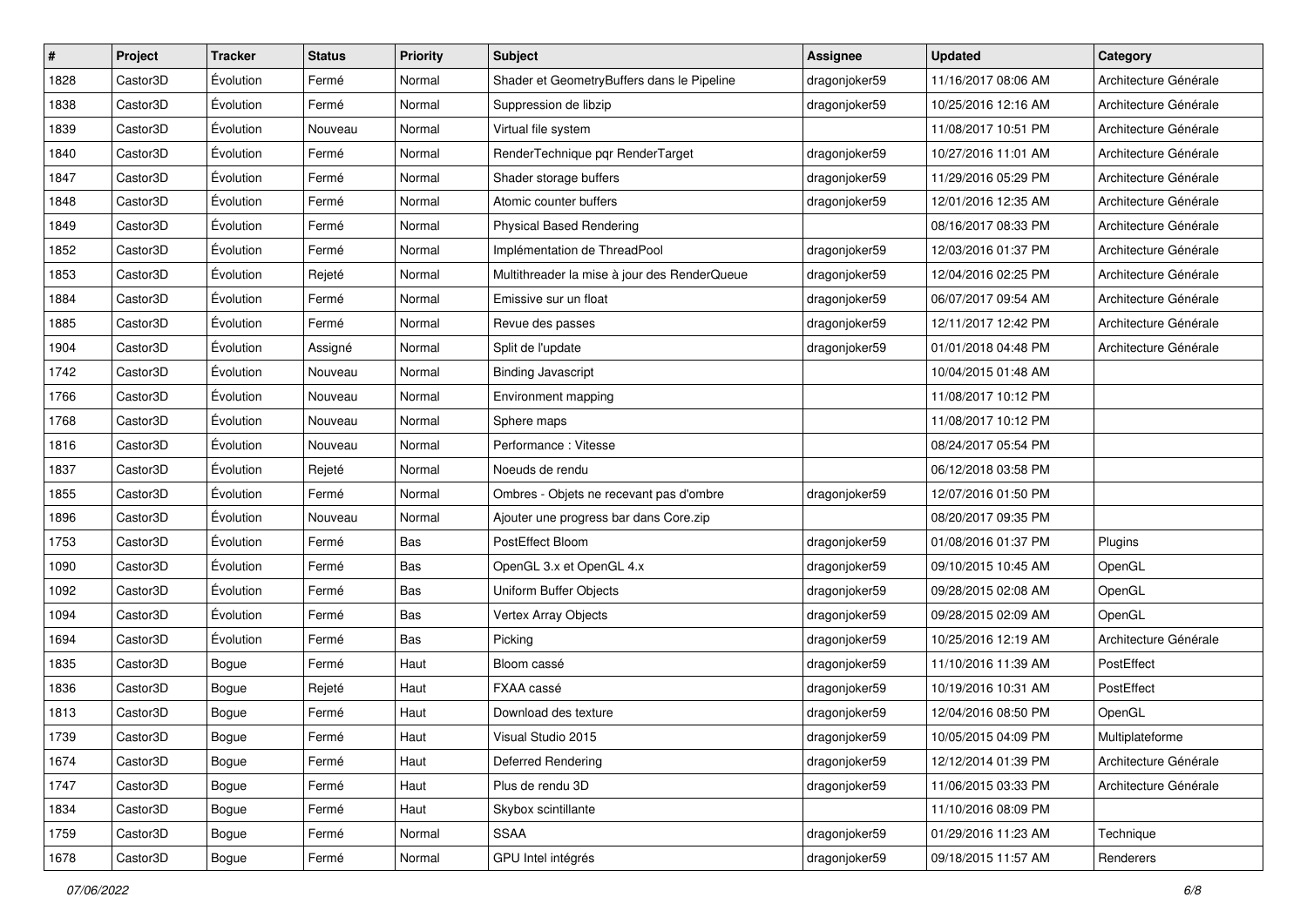| # | Project | Tracker | Status | Priority | Subject | Assignee | Updated | Category |
|---|---|---|---|---|---|---|---|---|
| 1828 | Castor3D | Évolution | Fermé | Normal | Shader et GeometryBuffers dans le Pipeline | dragonjoker59 | 11/16/2017 08:06 AM | Architecture Générale |
| 1838 | Castor3D | Évolution | Fermé | Normal | Suppression de libzip | dragonjoker59 | 10/25/2016 12:16 AM | Architecture Générale |
| 1839 | Castor3D | Évolution | Nouveau | Normal | Virtual file system | | 11/08/2017 10:51 PM | Architecture Générale |
| 1840 | Castor3D | Évolution | Fermé | Normal | RenderTechnique pqr RenderTarget | dragonjoker59 | 10/27/2016 11:01 AM | Architecture Générale |
| 1847 | Castor3D | Évolution | Fermé | Normal | Shader storage buffers | dragonjoker59 | 11/29/2016 05:29 PM | Architecture Générale |
| 1848 | Castor3D | Évolution | Fermé | Normal | Atomic counter buffers | dragonjoker59 | 12/01/2016 12:35 AM | Architecture Générale |
| 1849 | Castor3D | Évolution | Fermé | Normal | Physical Based Rendering | | 08/16/2017 08:33 PM | Architecture Générale |
| 1852 | Castor3D | Évolution | Fermé | Normal | Implémentation de ThreadPool | dragonjoker59 | 12/03/2016 01:37 PM | Architecture Générale |
| 1853 | Castor3D | Évolution | Rejeté | Normal | Multithreader la mise à jour des RenderQueue | dragonjoker59 | 12/04/2016 02:25 PM | Architecture Générale |
| 1884 | Castor3D | Évolution | Fermé | Normal | Emissive sur un float | dragonjoker59 | 06/07/2017 09:54 AM | Architecture Générale |
| 1885 | Castor3D | Évolution | Fermé | Normal | Revue des passes | dragonjoker59 | 12/11/2017 12:42 PM | Architecture Générale |
| 1904 | Castor3D | Évolution | Assigné | Normal | Split de l'update | dragonjoker59 | 01/01/2018 04:48 PM | Architecture Générale |
| 1742 | Castor3D | Évolution | Nouveau | Normal | Binding Javascript | | 10/04/2015 01:48 AM | |
| 1766 | Castor3D | Évolution | Nouveau | Normal | Environment mapping | | 11/08/2017 10:12 PM | |
| 1768 | Castor3D | Évolution | Nouveau | Normal | Sphere maps | | 11/08/2017 10:12 PM | |
| 1816 | Castor3D | Évolution | Nouveau | Normal | Performance : Vitesse | | 08/24/2017 05:54 PM | |
| 1837 | Castor3D | Évolution | Rejeté | Normal | Noeuds de rendu | | 06/12/2018 03:58 PM | |
| 1855 | Castor3D | Évolution | Fermé | Normal | Ombres - Objets ne recevant pas d'ombre | dragonjoker59 | 12/07/2016 01:50 PM | |
| 1896 | Castor3D | Évolution | Nouveau | Normal | Ajouter une progress bar dans Core.zip | | 08/20/2017 09:35 PM | |
| 1753 | Castor3D | Évolution | Fermé | Bas | PostEffect Bloom | dragonjoker59 | 01/08/2016 01:37 PM | Plugins |
| 1090 | Castor3D | Évolution | Fermé | Bas | OpenGL 3.x et OpenGL 4.x | dragonjoker59 | 09/10/2015 10:45 AM | OpenGL |
| 1092 | Castor3D | Évolution | Fermé | Bas | Uniform Buffer Objects | dragonjoker59 | 09/28/2015 02:08 AM | OpenGL |
| 1094 | Castor3D | Évolution | Fermé | Bas | Vertex Array Objects | dragonjoker59 | 09/28/2015 02:09 AM | OpenGL |
| 1694 | Castor3D | Évolution | Fermé | Bas | Picking | dragonjoker59 | 10/25/2016 12:19 AM | Architecture Générale |
| 1835 | Castor3D | Bogue | Fermé | Haut | Bloom cassé | dragonjoker59 | 11/10/2016 11:39 AM | PostEffect |
| 1836 | Castor3D | Bogue | Rejeté | Haut | FXAA cassé | dragonjoker59 | 10/19/2016 10:31 AM | PostEffect |
| 1813 | Castor3D | Bogue | Fermé | Haut | Download des texture | dragonjoker59 | 12/04/2016 08:50 PM | OpenGL |
| 1739 | Castor3D | Bogue | Fermé | Haut | Visual Studio 2015 | dragonjoker59 | 10/05/2015 04:09 PM | Multiplateforme |
| 1674 | Castor3D | Bogue | Fermé | Haut | Deferred Rendering | dragonjoker59 | 12/12/2014 01:39 PM | Architecture Générale |
| 1747 | Castor3D | Bogue | Fermé | Haut | Plus de rendu 3D | dragonjoker59 | 11/06/2015 03:33 PM | Architecture Générale |
| 1834 | Castor3D | Bogue | Fermé | Haut | Skybox scintillante | | 11/10/2016 08:09 PM | |
| 1759 | Castor3D | Bogue | Fermé | Normal | SSAA | dragonjoker59 | 01/29/2016 11:23 AM | Technique |
| 1678 | Castor3D | Bogue | Fermé | Normal | GPU Intel intégrés | dragonjoker59 | 09/18/2015 11:57 AM | Renderers |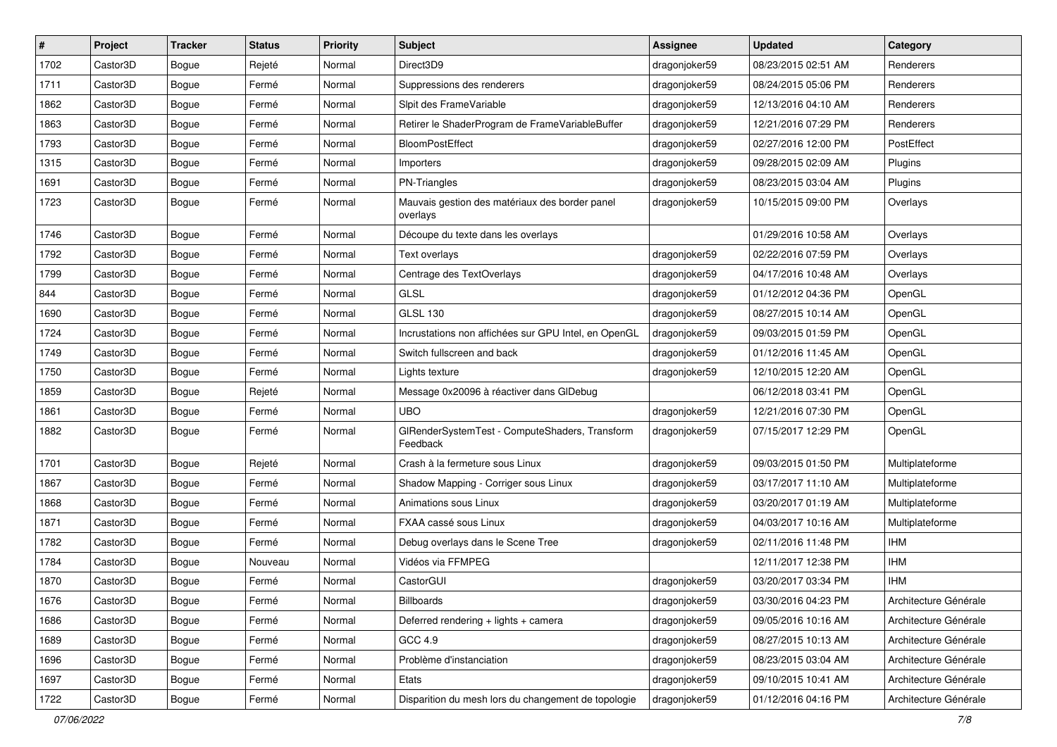| # | Project | Tracker | Status | Priority | Subject | Assignee | Updated | Category |
|---|---|---|---|---|---|---|---|---|
| 1702 | Castor3D | Bogue | Rejeté | Normal | Direct3D9 | dragonjoker59 | 08/23/2015 02:51 AM | Renderers |
| 1711 | Castor3D | Bogue | Fermé | Normal | Suppressions des renderers | dragonjoker59 | 08/24/2015 05:06 PM | Renderers |
| 1862 | Castor3D | Bogue | Fermé | Normal | Slpit des FrameVariable | dragonjoker59 | 12/13/2016 04:10 AM | Renderers |
| 1863 | Castor3D | Bogue | Fermé | Normal | Retirer le ShaderProgram de FrameVariableBuffer | dragonjoker59 | 12/21/2016 07:29 PM | Renderers |
| 1793 | Castor3D | Bogue | Fermé | Normal | BloomPostEffect | dragonjoker59 | 02/27/2016 12:00 PM | PostEffect |
| 1315 | Castor3D | Bogue | Fermé | Normal | Importers | dragonjoker59 | 09/28/2015 02:09 AM | Plugins |
| 1691 | Castor3D | Bogue | Fermé | Normal | PN-Triangles | dragonjoker59 | 08/23/2015 03:04 AM | Plugins |
| 1723 | Castor3D | Bogue | Fermé | Normal | Mauvais gestion des matériaux des border panel overlays | dragonjoker59 | 10/15/2015 09:00 PM | Overlays |
| 1746 | Castor3D | Bogue | Fermé | Normal | Découpe du texte dans les overlays | | 01/29/2016 10:58 AM | Overlays |
| 1792 | Castor3D | Bogue | Fermé | Normal | Text overlays | dragonjoker59 | 02/22/2016 07:59 PM | Overlays |
| 1799 | Castor3D | Bogue | Fermé | Normal | Centrage des TextOverlays | dragonjoker59 | 04/17/2016 10:48 AM | Overlays |
| 844 | Castor3D | Bogue | Fermé | Normal | GLSL | dragonjoker59 | 01/12/2012 04:36 PM | OpenGL |
| 1690 | Castor3D | Bogue | Fermé | Normal | GLSL 130 | dragonjoker59 | 08/27/2015 10:14 AM | OpenGL |
| 1724 | Castor3D | Bogue | Fermé | Normal | Incrustations non affichées sur GPU Intel, en OpenGL | dragonjoker59 | 09/03/2015 01:59 PM | OpenGL |
| 1749 | Castor3D | Bogue | Fermé | Normal | Switch fullscreen and back | dragonjoker59 | 01/12/2016 11:45 AM | OpenGL |
| 1750 | Castor3D | Bogue | Fermé | Normal | Lights texture | dragonjoker59 | 12/10/2015 12:20 AM | OpenGL |
| 1859 | Castor3D | Bogue | Rejeté | Normal | Message 0x20096 à réactiver dans GlDebug | | 06/12/2018 03:41 PM | OpenGL |
| 1861 | Castor3D | Bogue | Fermé | Normal | UBO | dragonjoker59 | 12/21/2016 07:30 PM | OpenGL |
| 1882 | Castor3D | Bogue | Fermé | Normal | GlRenderSystemTest - ComputeShaders, Transform Feedback | dragonjoker59 | 07/15/2017 12:29 PM | OpenGL |
| 1701 | Castor3D | Bogue | Rejeté | Normal | Crash à la fermeture sous Linux | dragonjoker59 | 09/03/2015 01:50 PM | Multiplateforme |
| 1867 | Castor3D | Bogue | Fermé | Normal | Shadow Mapping - Corriger sous Linux | dragonjoker59 | 03/17/2017 11:10 AM | Multiplateforme |
| 1868 | Castor3D | Bogue | Fermé | Normal | Animations sous Linux | dragonjoker59 | 03/20/2017 01:19 AM | Multiplateforme |
| 1871 | Castor3D | Bogue | Fermé | Normal | FXAA cassé sous Linux | dragonjoker59 | 04/03/2017 10:16 AM | Multiplateforme |
| 1782 | Castor3D | Bogue | Fermé | Normal | Debug overlays dans le Scene Tree | dragonjoker59 | 02/11/2016 11:48 PM | IHM |
| 1784 | Castor3D | Bogue | Nouveau | Normal | Vidéos via FFMPEG | | 12/11/2017 12:38 PM | IHM |
| 1870 | Castor3D | Bogue | Fermé | Normal | CastorGUI | dragonjoker59 | 03/20/2017 03:34 PM | IHM |
| 1676 | Castor3D | Bogue | Fermé | Normal | Billboards | dragonjoker59 | 03/30/2016 04:23 PM | Architecture Générale |
| 1686 | Castor3D | Bogue | Fermé | Normal | Deferred rendering + lights + camera | dragonjoker59 | 09/05/2016 10:16 AM | Architecture Générale |
| 1689 | Castor3D | Bogue | Fermé | Normal | GCC 4.9 | dragonjoker59 | 08/27/2015 10:13 AM | Architecture Générale |
| 1696 | Castor3D | Bogue | Fermé | Normal | Problème d'instanciation | dragonjoker59 | 08/23/2015 03:04 AM | Architecture Générale |
| 1697 | Castor3D | Bogue | Fermé | Normal | Etats | dragonjoker59 | 09/10/2015 10:41 AM | Architecture Générale |
| 1722 | Castor3D | Bogue | Fermé | Normal | Disparition du mesh lors du changement de topologie | dragonjoker59 | 01/12/2016 04:16 PM | Architecture Générale |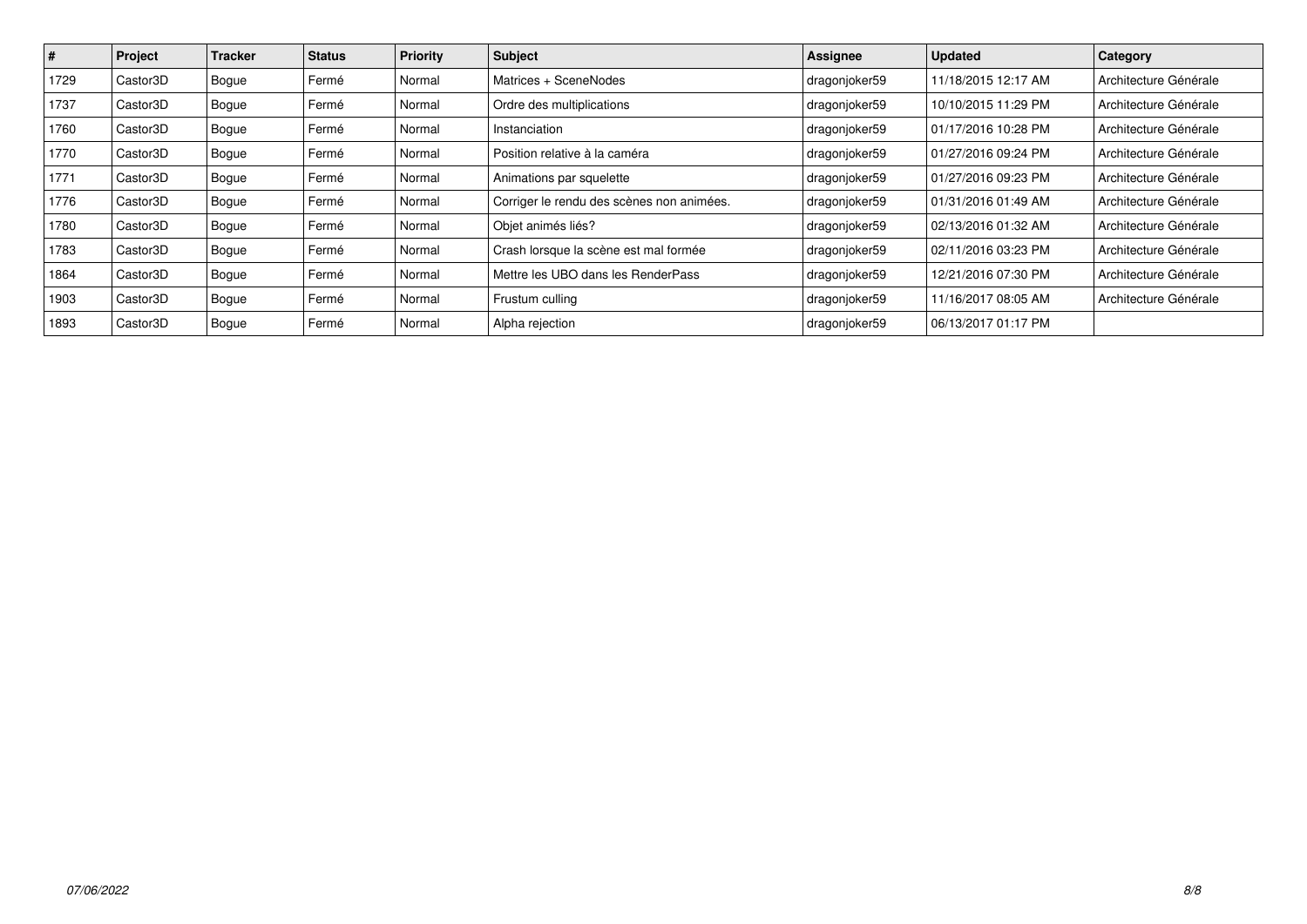| # | Project | Tracker | Status | Priority | Subject | Assignee | Updated | Category |
|---|---|---|---|---|---|---|---|---|
| 1729 | Castor3D | Bogue | Fermé | Normal | Matrices + SceneNodes | dragonjoker59 | 11/18/2015 12:17 AM | Architecture Générale |
| 1737 | Castor3D | Bogue | Fermé | Normal | Ordre des multiplications | dragonjoker59 | 10/10/2015 11:29 PM | Architecture Générale |
| 1760 | Castor3D | Bogue | Fermé | Normal | Instanciation | dragonjoker59 | 01/17/2016 10:28 PM | Architecture Générale |
| 1770 | Castor3D | Bogue | Fermé | Normal | Position relative à la caméra | dragonjoker59 | 01/27/2016 09:24 PM | Architecture Générale |
| 1771 | Castor3D | Bogue | Fermé | Normal | Animations par squelette | dragonjoker59 | 01/27/2016 09:23 PM | Architecture Générale |
| 1776 | Castor3D | Bogue | Fermé | Normal | Corriger le rendu des scènes non animées. | dragonjoker59 | 01/31/2016 01:49 AM | Architecture Générale |
| 1780 | Castor3D | Bogue | Fermé | Normal | Objet animés liés? | dragonjoker59 | 02/13/2016 01:32 AM | Architecture Générale |
| 1783 | Castor3D | Bogue | Fermé | Normal | Crash lorsque la scène est mal formée | dragonjoker59 | 02/11/2016 03:23 PM | Architecture Générale |
| 1864 | Castor3D | Bogue | Fermé | Normal | Mettre les UBO dans les RenderPass | dragonjoker59 | 12/21/2016 07:30 PM | Architecture Générale |
| 1903 | Castor3D | Bogue | Fermé | Normal | Frustum culling | dragonjoker59 | 11/16/2017 08:05 AM | Architecture Générale |
| 1893 | Castor3D | Bogue | Fermé | Normal | Alpha rejection | dragonjoker59 | 06/13/2017 01:17 PM | |